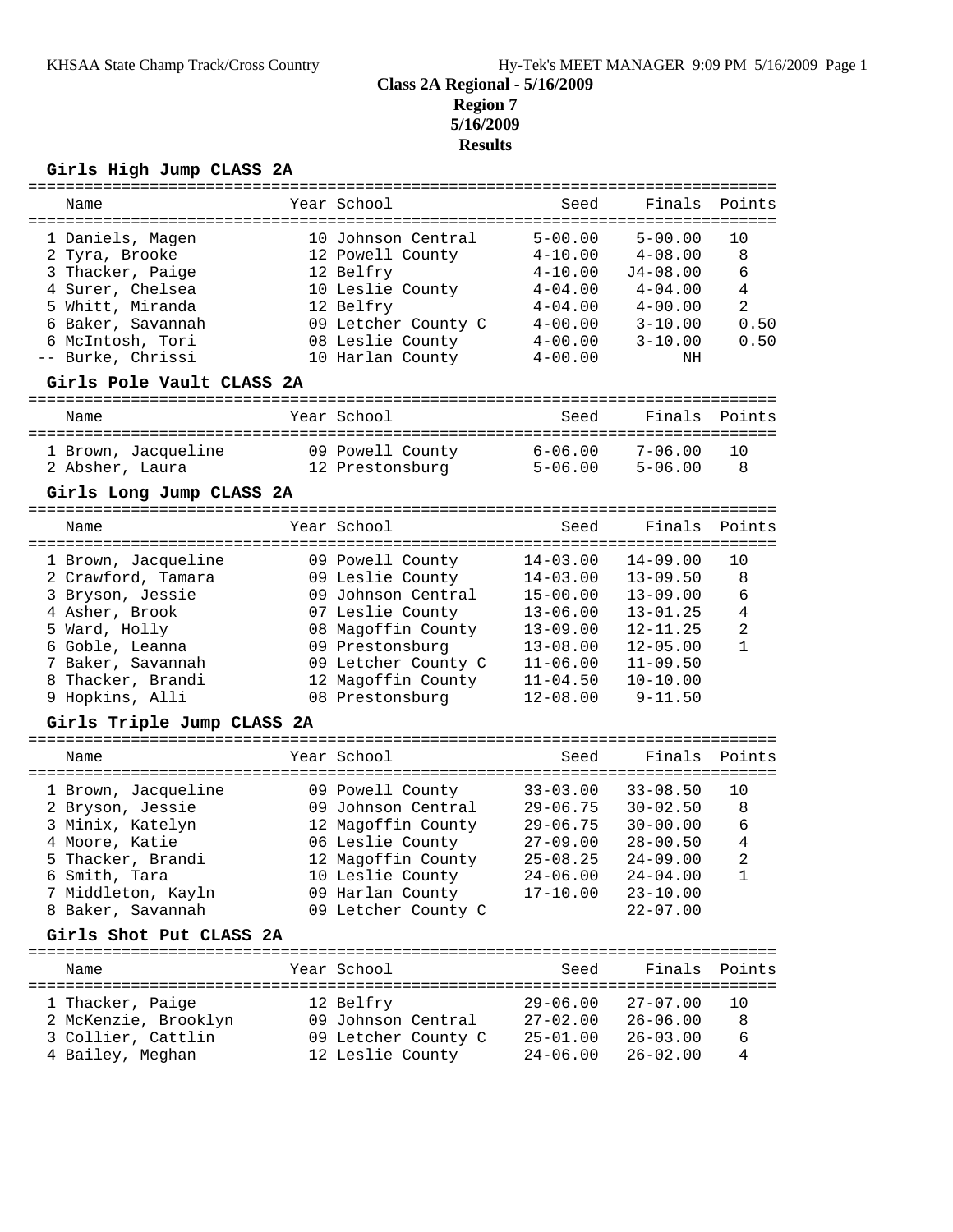# Class 2A Regional - 5/16/2009
## Region 7
## 5/16/2009
## Results

### Girls High Jump CLASS 2A

| | Name | Year | School | Seed | Finals | Points |
|---|---|---|---|---|---|---|
| 1 | Daniels, Magen | 10 | Johnson Central | 5-00.00 | 5-00.00 | 10 |
| 2 | Tyra, Brooke | 12 | Powell County | 4-10.00 | 4-08.00 | 8 |
| 3 | Thacker, Paige | 12 | Belfry | 4-10.00 | J4-08.00 | 6 |
| 4 | Surer, Chelsea | 10 | Leslie County | 4-04.00 | 4-04.00 | 4 |
| 5 | Whitt, Miranda | 12 | Belfry | 4-04.00 | 4-00.00 | 2 |
| 6 | Baker, Savannah | 09 | Letcher County C | 4-00.00 | 3-10.00 | 0.50 |
| 6 | McIntosh, Tori | 08 | Leslie County | 4-00.00 | 3-10.00 | 0.50 |
| -- | Burke, Chrissi | 10 | Harlan County | 4-00.00 | NH | |

### Girls Pole Vault CLASS 2A

| | Name | Year | School | Seed | Finals | Points |
|---|---|---|---|---|---|---|
| 1 | Brown, Jacqueline | 09 | Powell County | 6-06.00 | 7-06.00 | 10 |
| 2 | Absher, Laura | 12 | Prestonsburg | 5-06.00 | 5-06.00 | 8 |

### Girls Long Jump CLASS 2A

| | Name | Year | School | Seed | Finals | Points |
|---|---|---|---|---|---|---|
| 1 | Brown, Jacqueline | 09 | Powell County | 14-03.00 | 14-09.00 | 10 |
| 2 | Crawford, Tamara | 09 | Leslie County | 14-03.00 | 13-09.50 | 8 |
| 3 | Bryson, Jessie | 09 | Johnson Central | 15-00.00 | 13-09.00 | 6 |
| 4 | Asher, Brook | 07 | Leslie County | 13-06.00 | 13-01.25 | 4 |
| 5 | Ward, Holly | 08 | Magoffin County | 13-09.00 | 12-11.25 | 2 |
| 6 | Goble, Leanna | 09 | Prestonsburg | 13-08.00 | 12-05.00 | 1 |
| 7 | Baker, Savannah | 09 | Letcher County C | 11-06.00 | 11-09.50 | |
| 8 | Thacker, Brandi | 12 | Magoffin County | 11-04.50 | 10-10.00 | |
| 9 | Hopkins, Alli | 08 | Prestonsburg | 12-08.00 | 9-11.50 | |

### Girls Triple Jump CLASS 2A

| | Name | Year | School | Seed | Finals | Points |
|---|---|---|---|---|---|---|
| 1 | Brown, Jacqueline | 09 | Powell County | 33-03.00 | 33-08.50 | 10 |
| 2 | Bryson, Jessie | 09 | Johnson Central | 29-06.75 | 30-02.50 | 8 |
| 3 | Minix, Katelyn | 12 | Magoffin County | 29-06.75 | 30-00.00 | 6 |
| 4 | Moore, Katie | 06 | Leslie County | 27-09.00 | 28-00.50 | 4 |
| 5 | Thacker, Brandi | 12 | Magoffin County | 25-08.25 | 24-09.00 | 2 |
| 6 | Smith, Tara | 10 | Leslie County | 24-06.00 | 24-04.00 | 1 |
| 7 | Middleton, Kayln | 09 | Harlan County | 17-10.00 | 23-10.00 | |
| 8 | Baker, Savannah | 09 | Letcher County C | | 22-07.00 | |

### Girls Shot Put CLASS 2A

| | Name | Year | School | Seed | Finals | Points |
|---|---|---|---|---|---|---|
| 1 | Thacker, Paige | 12 | Belfry | 29-06.00 | 27-07.00 | 10 |
| 2 | McKenzie, Brooklyn | 09 | Johnson Central | 27-02.00 | 26-06.00 | 8 |
| 3 | Collier, Cattlin | 09 | Letcher County C | 25-01.00 | 26-03.00 | 6 |
| 4 | Bailey, Meghan | 12 | Leslie County | 24-06.00 | 26-02.00 | 4 |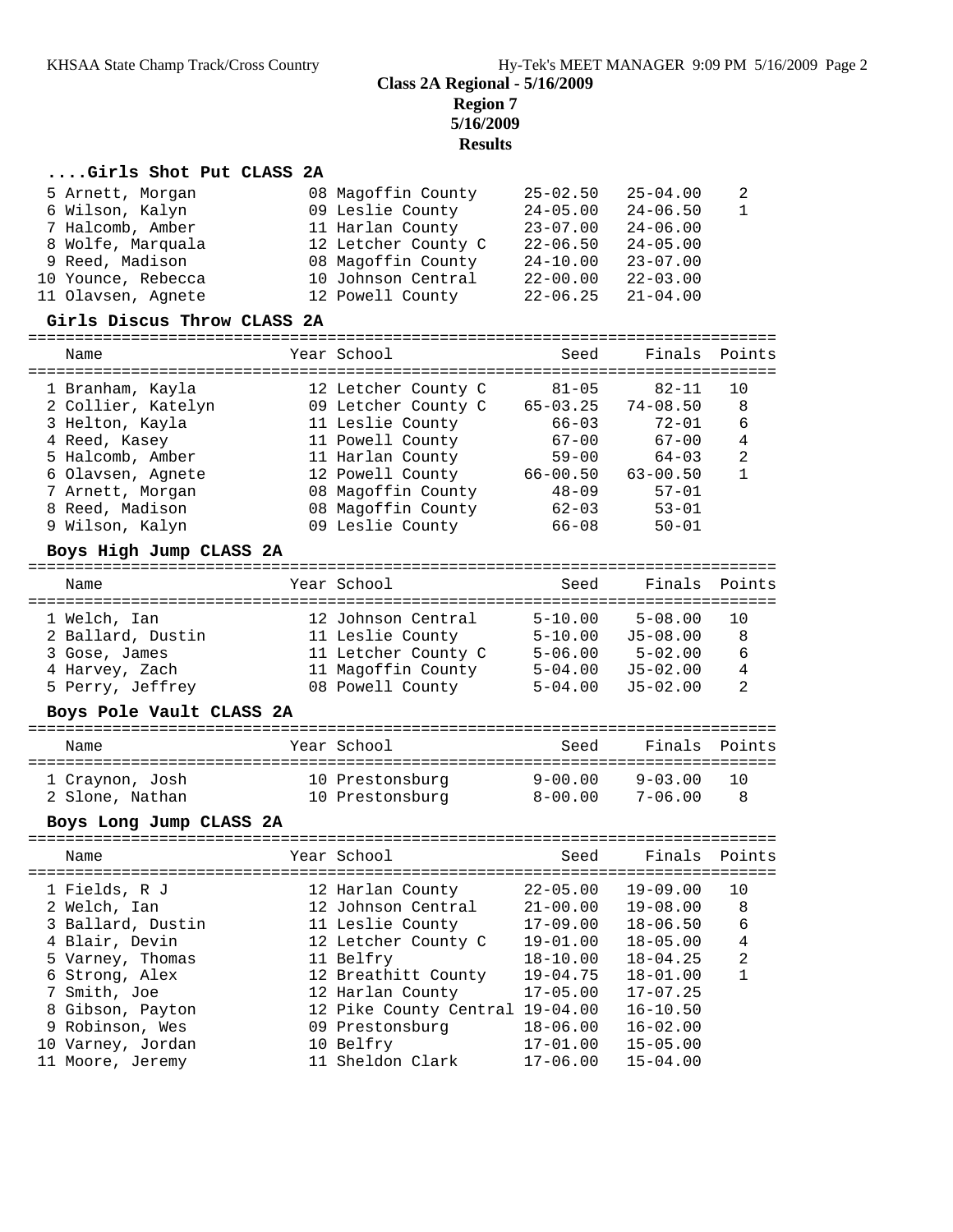# Class 2A Regional - 5/16/2009
## Region 7
## 5/16/2009
## Results

### ....Girls Shot Put CLASS 2A

| | Name | Year | School | Seed | Finals | Points |
|---|---|---|---|---|---|---|
| 5 | Arnett, Morgan | 08 | Magoffin County | 25-02.50 | 25-04.00 | 2 |
| 6 | Wilson, Kalyn | 09 | Leslie County | 24-05.00 | 24-06.50 | 1 |
| 7 | Halcomb, Amber | 11 | Harlan County | 23-07.00 | 24-06.00 | |
| 8 | Wolfe, Marquala | 12 | Letcher County C | 22-06.50 | 24-05.00 | |
| 9 | Reed, Madison | 08 | Magoffin County | 24-10.00 | 23-07.00 | |
| 10 | Younce, Rebecca | 10 | Johnson Central | 22-00.00 | 22-03.00 | |
| 11 | Olavsen, Agnete | 12 | Powell County | 22-06.25 | 21-04.00 | |

### Girls Discus Throw CLASS 2A

| | Name | Year | School | Seed | Finals | Points |
|---|---|---|---|---|---|---|
| 1 | Branham, Kayla | 12 | Letcher County C | 81-05 | 82-11 | 10 |
| 2 | Collier, Katelyn | 09 | Letcher County C | 65-03.25 | 74-08.50 | 8 |
| 3 | Helton, Kayla | 11 | Leslie County | 66-03 | 72-01 | 6 |
| 4 | Reed, Kasey | 11 | Powell County | 67-00 | 67-00 | 4 |
| 5 | Halcomb, Amber | 11 | Harlan County | 59-00 | 64-03 | 2 |
| 6 | Olavsen, Agnete | 12 | Powell County | 66-00.50 | 63-00.50 | 1 |
| 7 | Arnett, Morgan | 08 | Magoffin County | 48-09 | 57-01 | |
| 8 | Reed, Madison | 08 | Magoffin County | 62-03 | 53-01 | |
| 9 | Wilson, Kalyn | 09 | Leslie County | 66-08 | 50-01 | |

### Boys High Jump CLASS 2A

| | Name | Year | School | Seed | Finals | Points |
|---|---|---|---|---|---|---|
| 1 | Welch, Ian | 12 | Johnson Central | 5-10.00 | 5-08.00 | 10 |
| 2 | Ballard, Dustin | 11 | Leslie County | 5-10.00 | J5-08.00 | 8 |
| 3 | Gose, James | 11 | Letcher County C | 5-06.00 | 5-02.00 | 6 |
| 4 | Harvey, Zach | 11 | Magoffin County | 5-04.00 | J5-02.00 | 4 |
| 5 | Perry, Jeffrey | 08 | Powell County | 5-04.00 | J5-02.00 | 2 |

### Boys Pole Vault CLASS 2A

| | Name | Year | School | Seed | Finals | Points |
|---|---|---|---|---|---|---|
| 1 | Craynon, Josh | 10 | Prestonsburg | 9-00.00 | 9-03.00 | 10 |
| 2 | Slone, Nathan | 10 | Prestonsburg | 8-00.00 | 7-06.00 | 8 |

### Boys Long Jump CLASS 2A

| | Name | Year | School | Seed | Finals | Points |
|---|---|---|---|---|---|---|
| 1 | Fields, R J | 12 | Harlan County | 22-05.00 | 19-09.00 | 10 |
| 2 | Welch, Ian | 12 | Johnson Central | 21-00.00 | 19-08.00 | 8 |
| 3 | Ballard, Dustin | 11 | Leslie County | 17-09.00 | 18-06.50 | 6 |
| 4 | Blair, Devin | 12 | Letcher County C | 19-01.00 | 18-05.00 | 4 |
| 5 | Varney, Thomas | 11 | Belfry | 18-10.00 | 18-04.25 | 2 |
| 6 | Strong, Alex | 12 | Breathitt County | 19-04.75 | 18-01.00 | 1 |
| 7 | Smith, Joe | 12 | Harlan County | 17-05.00 | 17-07.25 | |
| 8 | Gibson, Payton | 12 | Pike County Central | 19-04.00 | 16-10.50 | |
| 9 | Robinson, Wes | 09 | Prestonsburg | 18-06.00 | 16-02.00 | |
| 10 | Varney, Jordan | 10 | Belfry | 17-01.00 | 15-05.00 | |
| 11 | Moore, Jeremy | 11 | Sheldon Clark | 17-06.00 | 15-04.00 | |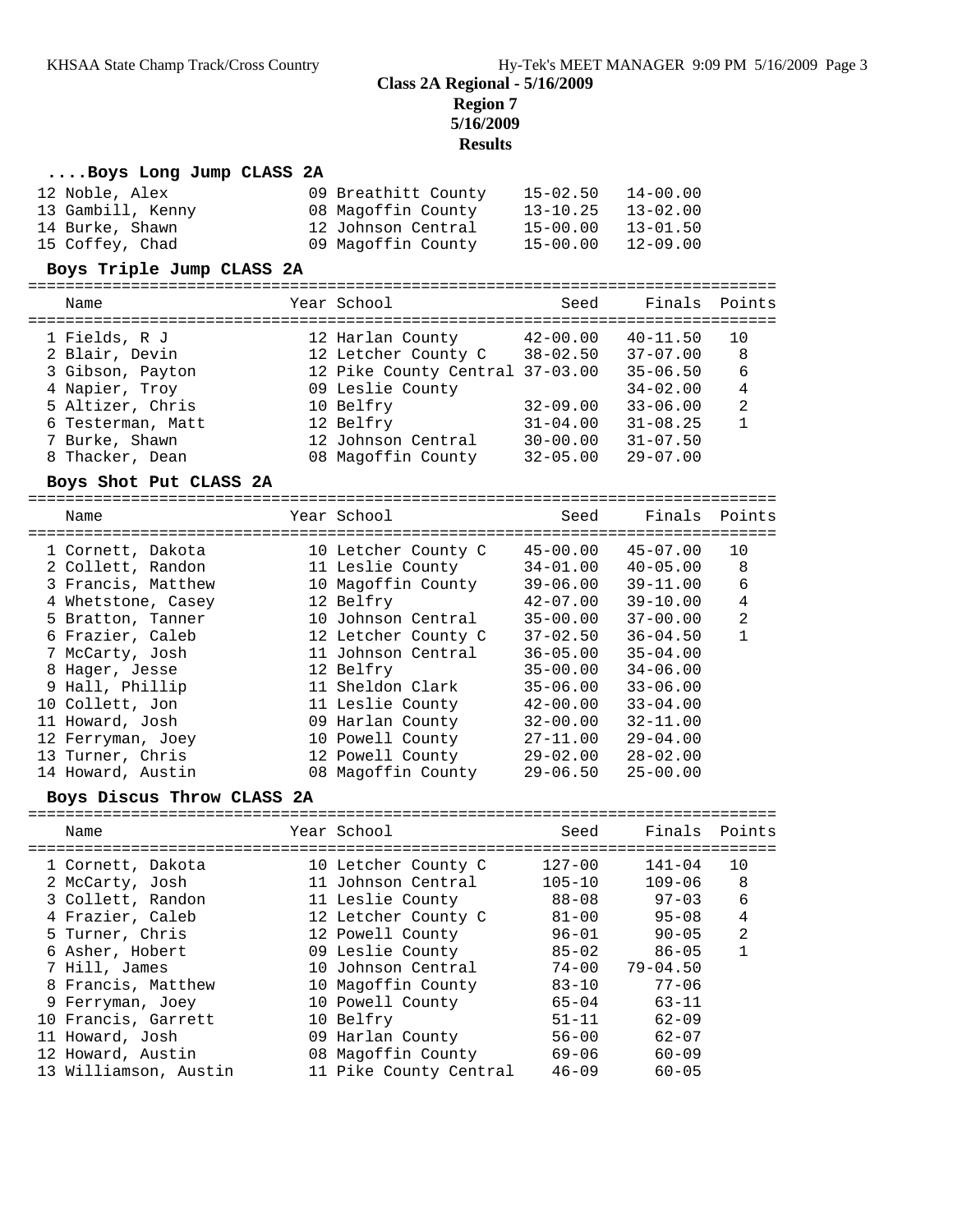## Class 2A Regional - 5/16/2009
## Region 7
## 5/16/2009
## Results

### ....Boys Long Jump CLASS 2A

| | | | | | |
|---|---|---|---|---|---|
| 12 | Noble, Alex | 09 Breathitt County | 15-02.50 | 14-00.00 | |
| 13 | Gambill, Kenny | 08 Magoffin County | 13-10.25 | 13-02.00 | |
| 14 | Burke, Shawn | 12 Johnson Central | 15-00.00 | 13-01.50 | |
| 15 | Coffey, Chad | 09 Magoffin County | 15-00.00 | 12-09.00 | |

### Boys Triple Jump CLASS 2A

| | Name | Year School | Seed | Finals | Points |
|---|---|---|---|---|---|
| 1 | Fields, R J | 12 Harlan County | 42-00.00 | 40-11.50 | 10 |
| 2 | Blair, Devin | 12 Letcher County C | 38-02.50 | 37-07.00 | 8 |
| 3 | Gibson, Payton | 12 Pike County Central | 37-03.00 | 35-06.50 | 6 |
| 4 | Napier, Troy | 09 Leslie County | | 34-02.00 | 4 |
| 5 | Altizer, Chris | 10 Belfry | 32-09.00 | 33-06.00 | 2 |
| 6 | Testerman, Matt | 12 Belfry | 31-04.00 | 31-08.25 | 1 |
| 7 | Burke, Shawn | 12 Johnson Central | 30-00.00 | 31-07.50 | |
| 8 | Thacker, Dean | 08 Magoffin County | 32-05.00 | 29-07.00 | |

### Boys Shot Put CLASS 2A

| | Name | Year School | Seed | Finals | Points |
|---|---|---|---|---|---|
| 1 | Cornett, Dakota | 10 Letcher County C | 45-00.00 | 45-07.00 | 10 |
| 2 | Collett, Randon | 11 Leslie County | 34-01.00 | 40-05.00 | 8 |
| 3 | Francis, Matthew | 10 Magoffin County | 39-06.00 | 39-11.00 | 6 |
| 4 | Whetstone, Casey | 12 Belfry | 42-07.00 | 39-10.00 | 4 |
| 5 | Bratton, Tanner | 10 Johnson Central | 35-00.00 | 37-00.00 | 2 |
| 6 | Frazier, Caleb | 12 Letcher County C | 37-02.50 | 36-04.50 | 1 |
| 7 | McCarty, Josh | 11 Johnson Central | 36-05.00 | 35-04.00 | |
| 8 | Hager, Jesse | 12 Belfry | 35-00.00 | 34-06.00 | |
| 9 | Hall, Phillip | 11 Sheldon Clark | 35-06.00 | 33-06.00 | |
| 10 | Collett, Jon | 11 Leslie County | 42-00.00 | 33-04.00 | |
| 11 | Howard, Josh | 09 Harlan County | 32-00.00 | 32-11.00 | |
| 12 | Ferryman, Joey | 10 Powell County | 27-11.00 | 29-04.00 | |
| 13 | Turner, Chris | 12 Powell County | 29-02.00 | 28-02.00 | |
| 14 | Howard, Austin | 08 Magoffin County | 29-06.50 | 25-00.00 | |

### Boys Discus Throw CLASS 2A

| | Name | Year School | Seed | Finals | Points |
|---|---|---|---|---|---|
| 1 | Cornett, Dakota | 10 Letcher County C | 127-00 | 141-04 | 10 |
| 2 | McCarty, Josh | 11 Johnson Central | 105-10 | 109-06 | 8 |
| 3 | Collett, Randon | 11 Leslie County | 88-08 | 97-03 | 6 |
| 4 | Frazier, Caleb | 12 Letcher County C | 81-00 | 95-08 | 4 |
| 5 | Turner, Chris | 12 Powell County | 96-01 | 90-05 | 2 |
| 6 | Asher, Hobert | 09 Leslie County | 85-02 | 86-05 | 1 |
| 7 | Hill, James | 10 Johnson Central | 74-00 | 79-04.50 | |
| 8 | Francis, Matthew | 10 Magoffin County | 83-10 | 77-06 | |
| 9 | Ferryman, Joey | 10 Powell County | 65-04 | 63-11 | |
| 10 | Francis, Garrett | 10 Belfry | 51-11 | 62-09 | |
| 11 | Howard, Josh | 09 Harlan County | 56-00 | 62-07 | |
| 12 | Howard, Austin | 08 Magoffin County | 69-06 | 60-09 | |
| 13 | Williamson, Austin | 11 Pike County Central | 46-09 | 60-05 | |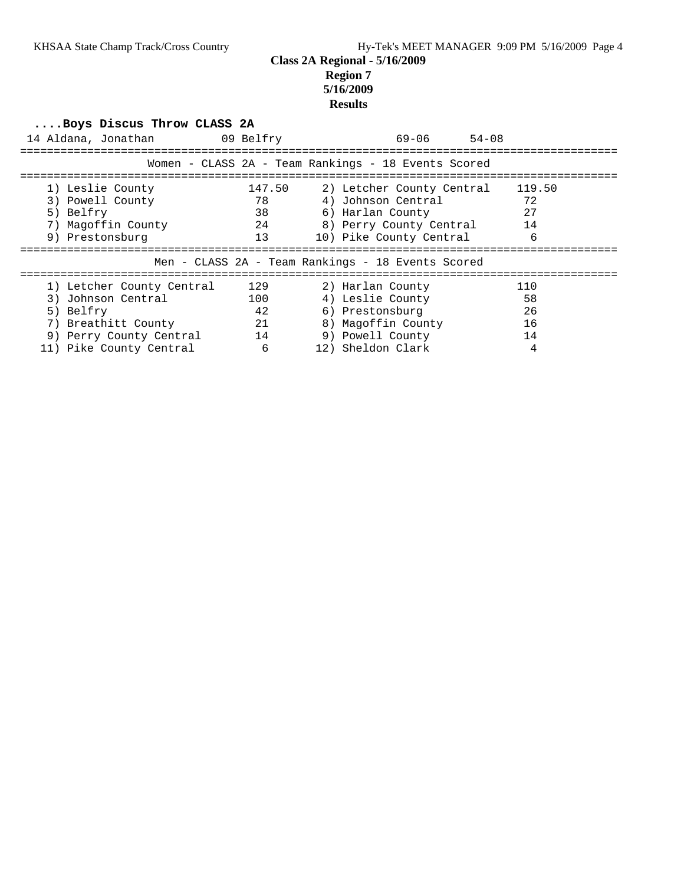**Class 2A Regional - 5/16/2009**
**Region 7**
**5/16/2009**
**Results**

### ....Boys Discus Throw CLASS 2A

| | | | | |
|---|---|---|---|---|
| 14 | Aldana, Jonathan | 09 Belfry | 69-06 | 54-08 |

### Women - CLASS 2A - Team Rankings - 18 Events Scored

| | | | | | |
|---|---|---|---|---|---|
| 1) | Leslie County | 147.50 | 2) | Letcher County Central | 119.50 |
| 3) | Powell County | 78 | 4) | Johnson Central | 72 |
| 5) | Belfry | 38 | 6) | Harlan County | 27 |
| 7) | Magoffin County | 24 | 8) | Perry County Central | 14 |
| 9) | Prestonsburg | 13 | 10) | Pike County Central | 6 |

### Men - CLASS 2A - Team Rankings - 18 Events Scored

| | | | | | |
|---|---|---|---|---|---|
| 1) | Letcher County Central | 129 | 2) | Harlan County | 110 |
| 3) | Johnson Central | 100 | 4) | Leslie County | 58 |
| 5) | Belfry | 42 | 6) | Prestonsburg | 26 |
| 7) | Breathitt County | 21 | 8) | Magoffin County | 16 |
| 9) | Perry County Central | 14 | 9) | Powell County | 14 |
| 11) | Pike County Central | 6 | 12) | Sheldon Clark | 4 |